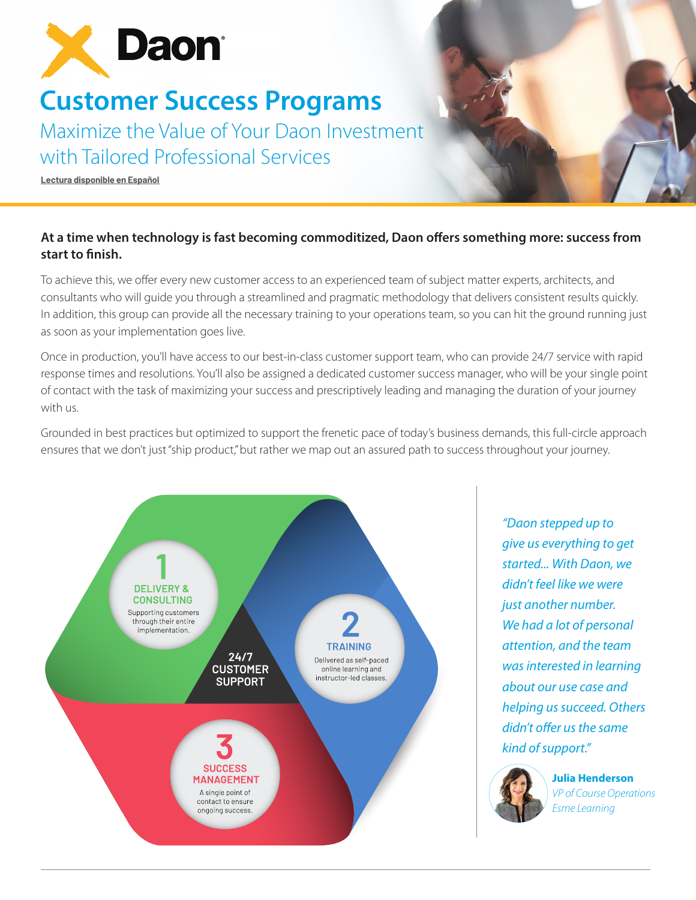# Customer Success Programs

## Maximize the Value of Your Daon Investment with Tailored Professional Services

Lectura disponible en Español

**At a time when technology is fast becoming commoditized, Daon offers something more: success from start to finish.**

To achieve this, we offer every new customer access to an experienced team of subject matter experts, architects, and consultants who will guide you through a streamlined and pragmatic methodology that delivers consistent results quickly. In addition, this group can provide all the necessary training to your operations team, so you can hit the ground running just as soon as your implementation goes live.

Once in production, you'll have access to our best-in-class customer support team, who can provide 24/7 service with rapid response times and resolutions. You'll also be assigned a dedicated customer success manager, who will be your single point of contact with the task of maximizing your success and prescriptively leading and managing the duration of your journey with us.

Grounded in best practices but optimized to support the frenetic pace of today's business demands, this full-circle approach ensures that we don't just "ship product," but rather we map out an assured path to success throughout your journey.

**1 DELIVERY & CONSULTING**
Supporting customers through their entire implementation.

**2 TRAINING**
Delivered as self-paced online learning and instructor-led classes.

**3 SUCCESS MANAGEMENT**
A single point of contact to ensure ongoing success.

**24/7 CUSTOMER SUPPORT**

*"Daon stepped up to give us everything to get started... With Daon, we didn't feel like we were just another number. We had a lot of personal attention, and the team was interested in learning about our use case and helping us succeed. Others didn't offer us the same kind of support."*

**Julia Henderson**
*VP of Course Operations*
*Esme Learning*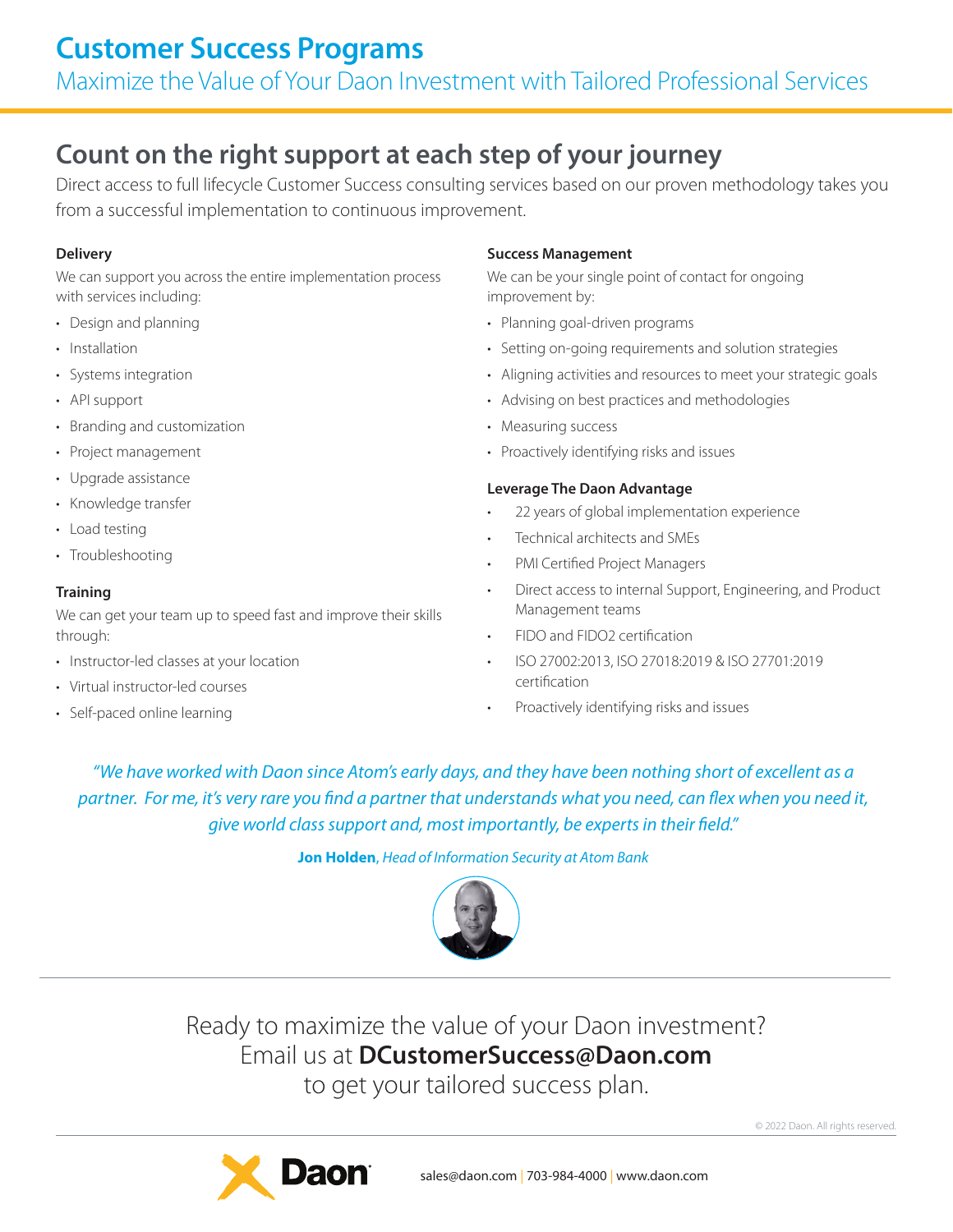# Customer Success Programs

Maximize the Value of Your Daon Investment with Tailored Professional Services

## Count on the right support at each step of your journey

Direct access to full lifecycle Customer Success consulting services based on our proven methodology takes you from a successful implementation to continuous improvement.

### Delivery

We can support you across the entire implementation process with services including:

- Design and planning
- Installation
- Systems integration
- API support
- Branding and customization
- Project management
- Upgrade assistance
- Knowledge transfer
- Load testing
- Troubleshooting

### Training

We can get your team up to speed fast and improve their skills through:

- Instructor-led classes at your location
- Virtual instructor-led courses
- Self-paced online learning

### Success Management

We can be your single point of contact for ongoing improvement by:

- Planning goal-driven programs
- Setting on-going requirements and solution strategies
- Aligning activities and resources to meet your strategic goals
- Advising on best practices and methodologies
- Measuring success
- Proactively identifying risks and issues

### Leverage The Daon Advantage

- 22 years of global implementation experience
- Technical architects and SMEs
- PMI Certified Project Managers
- Direct access to internal Support, Engineering, and Product Management teams
- FIDO and FIDO2 certification
- ISO 27002:2013, ISO 27018:2019 & ISO 27701:2019 certification
- Proactively identifying risks and issues

*"We have worked with Daon since Atom's early days, and they have been nothing short of excellent as a partner. For me, it's very rare you find a partner that understands what you need, can flex when you need it, give world class support and, most importantly, be experts in their field."*

**Jon Holden**, *Head of Information Security at Atom Bank*

Ready to maximize the value of your Daon investment?
Email us at **DCustomerSuccess@Daon.com**
to get your tailored success plan.

© 2022 Daon. All rights reserved.

Daon

sales@daon.com | 703-984-4000 | www.daon.com